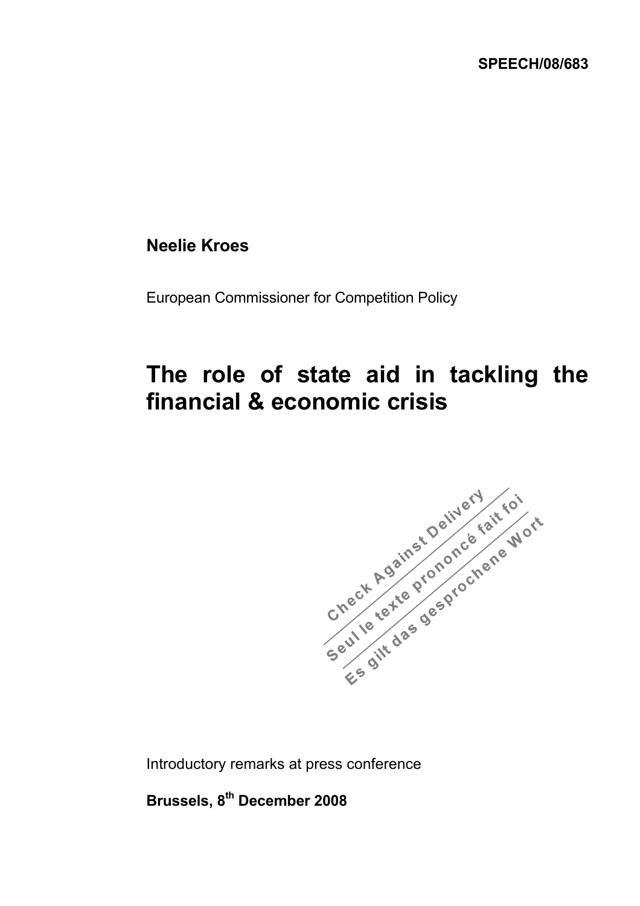**SPEECH/08/683**

**Neelie Kroes**

European Commissioner for Competition Policy

# The role of state aid in tackling the financial & economic crisis

Check Against Delivery
Seul le texte prononcé fait foi
Es gilt das gesprochene Wort

Introductory remarks at press conference

**Brussels, 8th December 2008**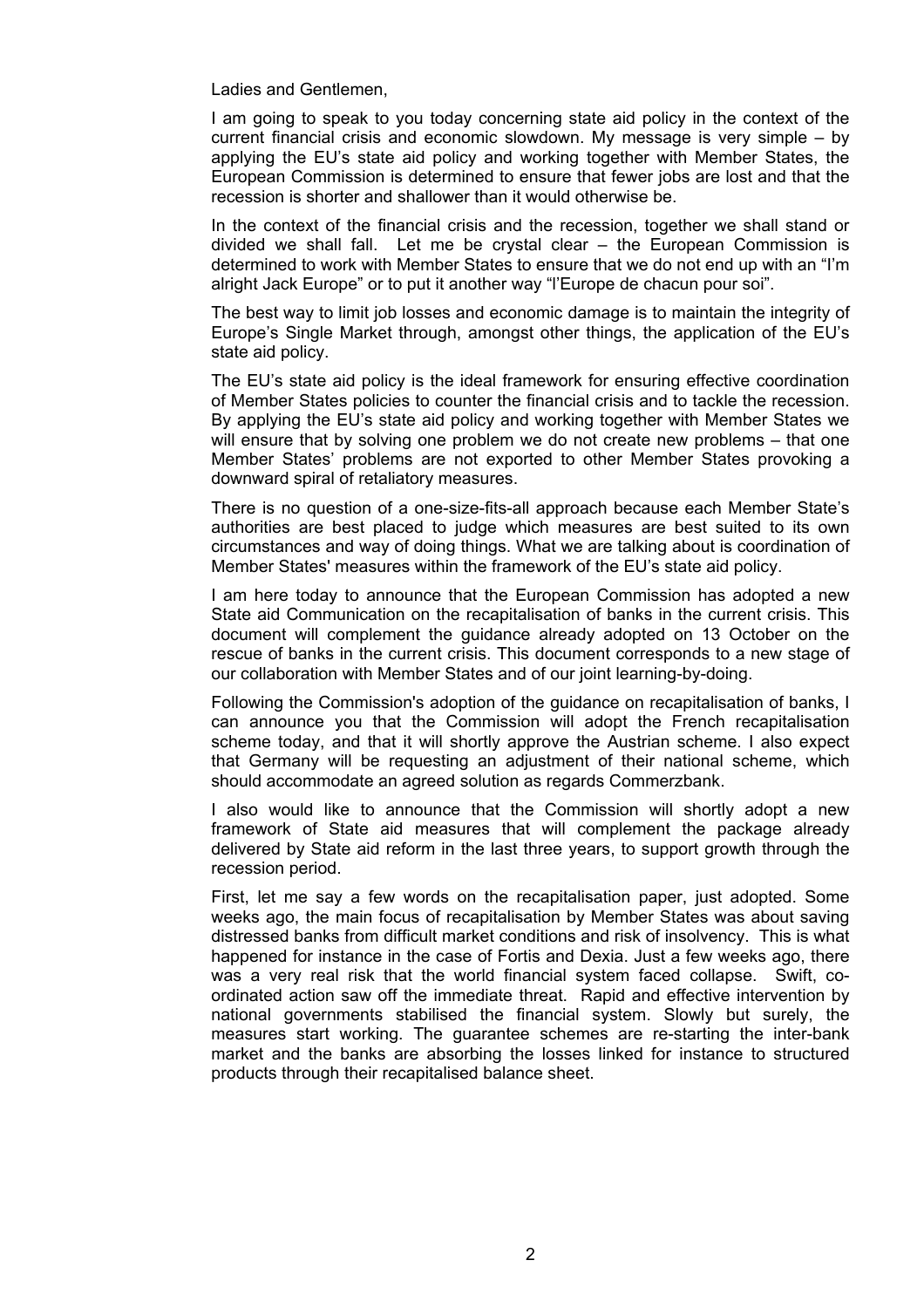Ladies and Gentlemen,

I am going to speak to you today concerning state aid policy in the context of the current financial crisis and economic slowdown. My message is very simple – by applying the EU's state aid policy and working together with Member States, the European Commission is determined to ensure that fewer jobs are lost and that the recession is shorter and shallower than it would otherwise be.

In the context of the financial crisis and the recession, together we shall stand or divided we shall fall. Let me be crystal clear – the European Commission is determined to work with Member States to ensure that we do not end up with an "I'm alright Jack Europe" or to put it another way "l'Europe de chacun pour soi".

The best way to limit job losses and economic damage is to maintain the integrity of Europe's Single Market through, amongst other things, the application of the EU's state aid policy.

The EU's state aid policy is the ideal framework for ensuring effective coordination of Member States policies to counter the financial crisis and to tackle the recession. By applying the EU's state aid policy and working together with Member States we will ensure that by solving one problem we do not create new problems – that one Member States' problems are not exported to other Member States provoking a downward spiral of retaliatory measures.

There is no question of a one-size-fits-all approach because each Member State's authorities are best placed to judge which measures are best suited to its own circumstances and way of doing things. What we are talking about is coordination of Member States' measures within the framework of the EU's state aid policy.

I am here today to announce that the European Commission has adopted a new State aid Communication on the recapitalisation of banks in the current crisis. This document will complement the guidance already adopted on 13 October on the rescue of banks in the current crisis. This document corresponds to a new stage of our collaboration with Member States and of our joint learning-by-doing.

Following the Commission's adoption of the guidance on recapitalisation of banks, I can announce you that the Commission will adopt the French recapitalisation scheme today, and that it will shortly approve the Austrian scheme. I also expect that Germany will be requesting an adjustment of their national scheme, which should accommodate an agreed solution as regards Commerzbank.

I also would like to announce that the Commission will shortly adopt a new framework of State aid measures that will complement the package already delivered by State aid reform in the last three years, to support growth through the recession period.

First, let me say a few words on the recapitalisation paper, just adopted. Some weeks ago, the main focus of recapitalisation by Member States was about saving distressed banks from difficult market conditions and risk of insolvency. This is what happened for instance in the case of Fortis and Dexia. Just a few weeks ago, there was a very real risk that the world financial system faced collapse. Swift, co-ordinated action saw off the immediate threat. Rapid and effective intervention by national governments stabilised the financial system. Slowly but surely, the measures start working. The guarantee schemes are re-starting the inter-bank market and the banks are absorbing the losses linked for instance to structured products through their recapitalised balance sheet.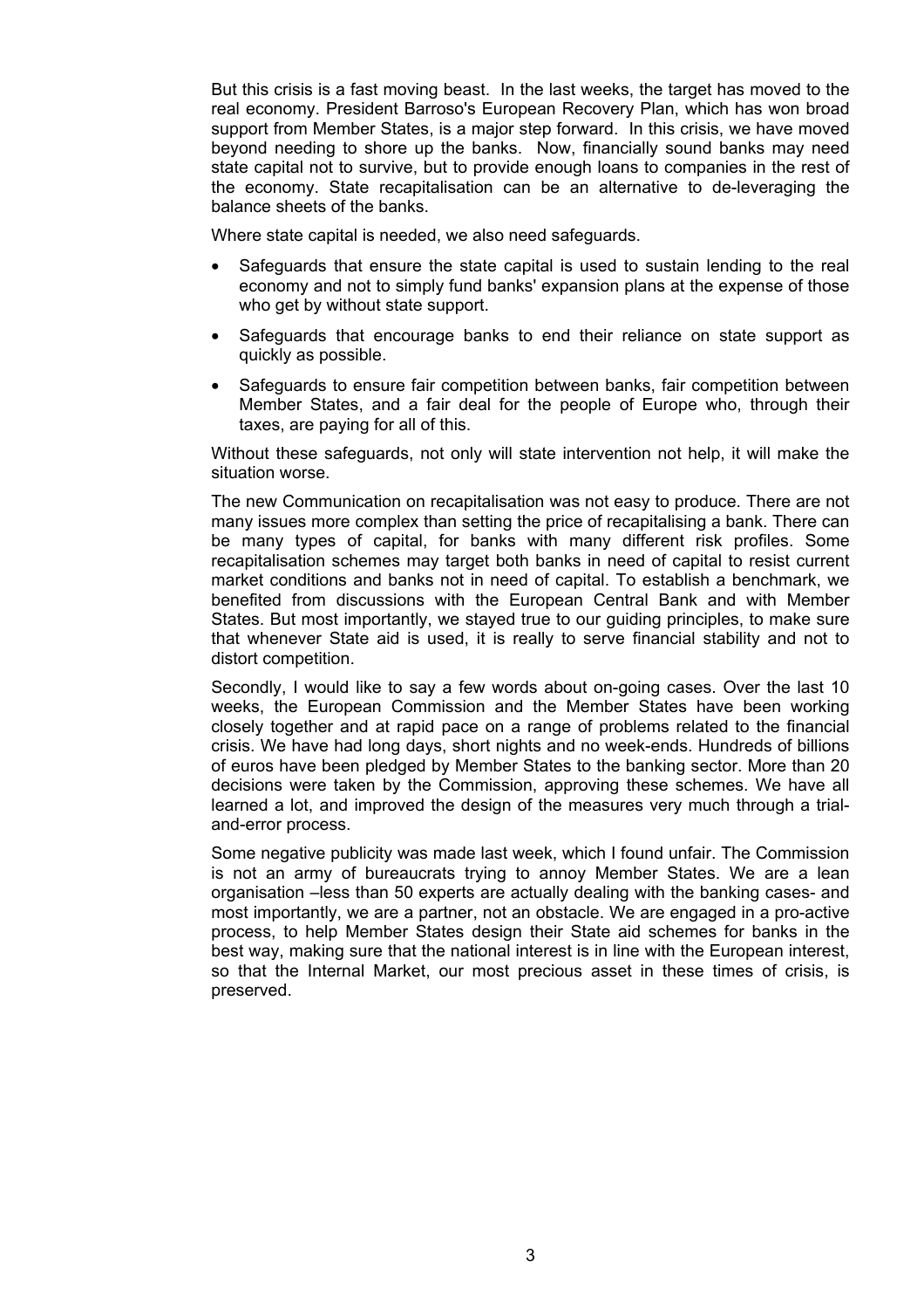But this crisis is a fast moving beast. In the last weeks, the target has moved to the real economy. President Barroso's European Recovery Plan, which has won broad support from Member States, is a major step forward. In this crisis, we have moved beyond needing to shore up the banks. Now, financially sound banks may need state capital not to survive, but to provide enough loans to companies in the rest of the economy. State recapitalisation can be an alternative to de-leveraging the balance sheets of the banks.

Where state capital is needed, we also need safeguards.

- Safeguards that ensure the state capital is used to sustain lending to the real economy and not to simply fund banks' expansion plans at the expense of those who get by without state support.
- Safeguards that encourage banks to end their reliance on state support as quickly as possible.
- Safeguards to ensure fair competition between banks, fair competition between Member States, and a fair deal for the people of Europe who, through their taxes, are paying for all of this.

Without these safeguards, not only will state intervention not help, it will make the situation worse.

The new Communication on recapitalisation was not easy to produce. There are not many issues more complex than setting the price of recapitalising a bank. There can be many types of capital, for banks with many different risk profiles. Some recapitalisation schemes may target both banks in need of capital to resist current market conditions and banks not in need of capital. To establish a benchmark, we benefited from discussions with the European Central Bank and with Member States. But most importantly, we stayed true to our guiding principles, to make sure that whenever State aid is used, it is really to serve financial stability and not to distort competition.

Secondly, I would like to say a few words about on-going cases. Over the last 10 weeks, the European Commission and the Member States have been working closely together and at rapid pace on a range of problems related to the financial crisis. We have had long days, short nights and no week-ends. Hundreds of billions of euros have been pledged by Member States to the banking sector. More than 20 decisions were taken by the Commission, approving these schemes. We have all learned a lot, and improved the design of the measures very much through a trial-and-error process.

Some negative publicity was made last week, which I found unfair. The Commission is not an army of bureaucrats trying to annoy Member States. We are a lean organisation –less than 50 experts are actually dealing with the banking cases- and most importantly, we are a partner, not an obstacle. We are engaged in a pro-active process, to help Member States design their State aid schemes for banks in the best way, making sure that the national interest is in line with the European interest, so that the Internal Market, our most precious asset in these times of crisis, is preserved.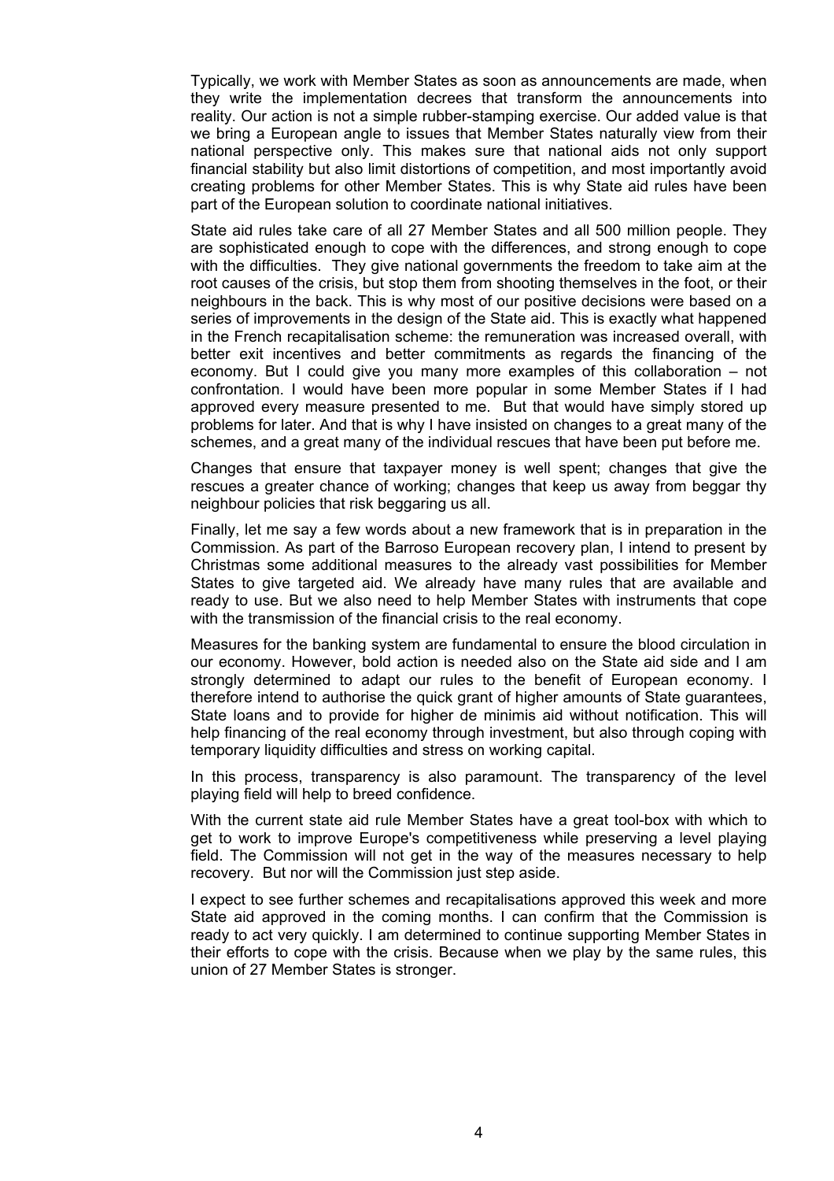Typically, we work with Member States as soon as announcements are made, when they write the implementation decrees that transform the announcements into reality. Our action is not a simple rubber-stamping exercise. Our added value is that we bring a European angle to issues that Member States naturally view from their national perspective only. This makes sure that national aids not only support financial stability but also limit distortions of competition, and most importantly avoid creating problems for other Member States. This is why State aid rules have been part of the European solution to coordinate national initiatives.

State aid rules take care of all 27 Member States and all 500 million people. They are sophisticated enough to cope with the differences, and strong enough to cope with the difficulties. They give national governments the freedom to take aim at the root causes of the crisis, but stop them from shooting themselves in the foot, or their neighbours in the back. This is why most of our positive decisions were based on a series of improvements in the design of the State aid. This is exactly what happened in the French recapitalisation scheme: the remuneration was increased overall, with better exit incentives and better commitments as regards the financing of the economy. But I could give you many more examples of this collaboration – not confrontation. I would have been more popular in some Member States if I had approved every measure presented to me. But that would have simply stored up problems for later. And that is why I have insisted on changes to a great many of the schemes, and a great many of the individual rescues that have been put before me.

Changes that ensure that taxpayer money is well spent; changes that give the rescues a greater chance of working; changes that keep us away from beggar thy neighbour policies that risk beggaring us all.

Finally, let me say a few words about a new framework that is in preparation in the Commission. As part of the Barroso European recovery plan, I intend to present by Christmas some additional measures to the already vast possibilities for Member States to give targeted aid. We already have many rules that are available and ready to use. But we also need to help Member States with instruments that cope with the transmission of the financial crisis to the real economy.

Measures for the banking system are fundamental to ensure the blood circulation in our economy. However, bold action is needed also on the State aid side and I am strongly determined to adapt our rules to the benefit of European economy. I therefore intend to authorise the quick grant of higher amounts of State guarantees, State loans and to provide for higher de minimis aid without notification. This will help financing of the real economy through investment, but also through coping with temporary liquidity difficulties and stress on working capital.

In this process, transparency is also paramount. The transparency of the level playing field will help to breed confidence.

With the current state aid rule Member States have a great tool-box with which to get to work to improve Europe's competitiveness while preserving a level playing field. The Commission will not get in the way of the measures necessary to help recovery. But nor will the Commission just step aside.

I expect to see further schemes and recapitalisations approved this week and more State aid approved in the coming months. I can confirm that the Commission is ready to act very quickly. I am determined to continue supporting Member States in their efforts to cope with the crisis. Because when we play by the same rules, this union of 27 Member States is stronger.